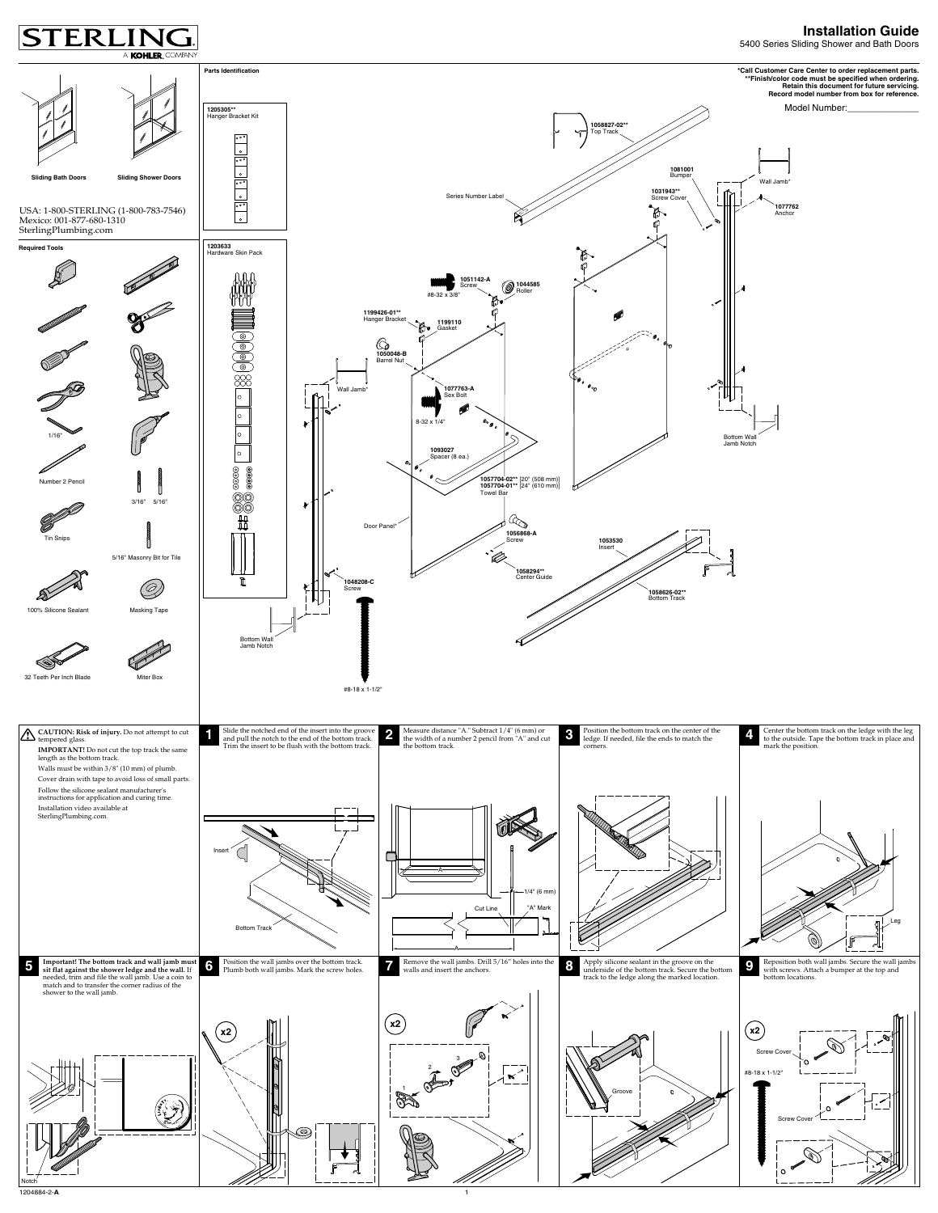# STERLING

A KOHLER. COMPANY

## Installation Guide

5400 Series Sliding Shower and Bath Doors

Sliding Bath Doors

Sliding Shower Doors

USA: 1-800-STERLING (1-800-783-7546)
Mexico: 001-877-680-1310
SterlingPlumbing.com

### Required Tools

1/16"

Number 2 Pencil

3/16" 5/16"

Tin Snips

5/16" Masonry Bit for Tile

100% Silicone Sealant

Masking Tape

32 Teeth Per Inch Blade

Miter Box

### Parts Identification

**\*Call Customer Care Center to order replacement parts.**
**\*\*Finish/color code must be specified when ordering.**
**Retain this document for future servicing.**
**Record model number from box for reference.**

Model Number:_______________

**1205305\*\*** Hanger Bracket Kit

**1203633** Hardware Skin Pack

**1058827-02\*\*** Top Track

Series Number Label

**1081001** Bumper

**1031943\*\*** Screw Cover

Wall Jamb*

**1077762** Anchor

**1051142-A** Screw #8-32 x 3/8"

**1044585** Roller

**1199426-01\*\*** Hanger Bracket

**1199110** Gasket

**1050048-B** Barrel Nut

Wall Jamb*

**1077763-A** Sex Bolt 8-32 x 1/4"

**1093027** Spacer (8 ea.)

**1057704-02\*\*** [20" (508 mm)]
**1057704-01\*\*** [24" (610 mm)]
Towel Bar

Door Panel*

**1056868-A** Screw

**1058294\*\*** Center Guide

**1053530** Insert

**1058626-02\*\*** Bottom Track

**1048208-C** Screw #8-18 x 1-1/2"

Bottom Wall Jamb Notch

Bottom Wall Jamb Notch

---

**CAUTION: Risk of injury.** Do not attempt to cut tempered glass.

**IMPORTANT!** Do not cut the top track the same length as the bottom track.

Walls must be within 3/8" (10 mm) of plumb.

Cover drain with tape to avoid loss of small parts.

Follow the silicone sealant manufacturer's instructions for application and curing time.

Installation video available at SterlingPlumbing.com.

**1** Slide the notched end of the insert into the groove and pull the notch to the end of the bottom track. Trim the insert to be flush with the bottom track.

Insert

Bottom Track

**2** Measure distance "A." Subtract 1/4" (6 mm) or the width of a number 2 pencil from "A" and cut the bottom track.

A

1/4" (6 mm)

Cut Line

"A" Mark

**3** Position the bottom track on the center of the ledge. If needed, file the ends to match the corners.

**4** Center the bottom track on the ledge with the leg to the outside. Tape the bottom track in place and mark the position.

Leg

**5** **Important! The bottom track and wall jamb must sit flat against the shower ledge and the wall.** If needed, trim and file the wall jamb. Use a coin to match and to transfer the corner radius of the shower to the wall jamb.

Notch

**6** Position the wall jambs over the bottom track. Plumb both wall jambs. Mark the screw holes.

x2

**7** Remove the wall jambs. Drill 5/16" holes into the walls and insert the anchors.

x2

1 2 3

**8** Apply silicone sealant in the groove on the underside of the bottom track. Secure the bottom track to the ledge along the marked location.

Groove

**9** Reposition both wall jambs. Secure the wall jambs with screws. Attach a bumper at the top and bottom locations.

x2

Screw Cover

#8-18 x 1-1/2"

Screw Cover

1204884-2-**A**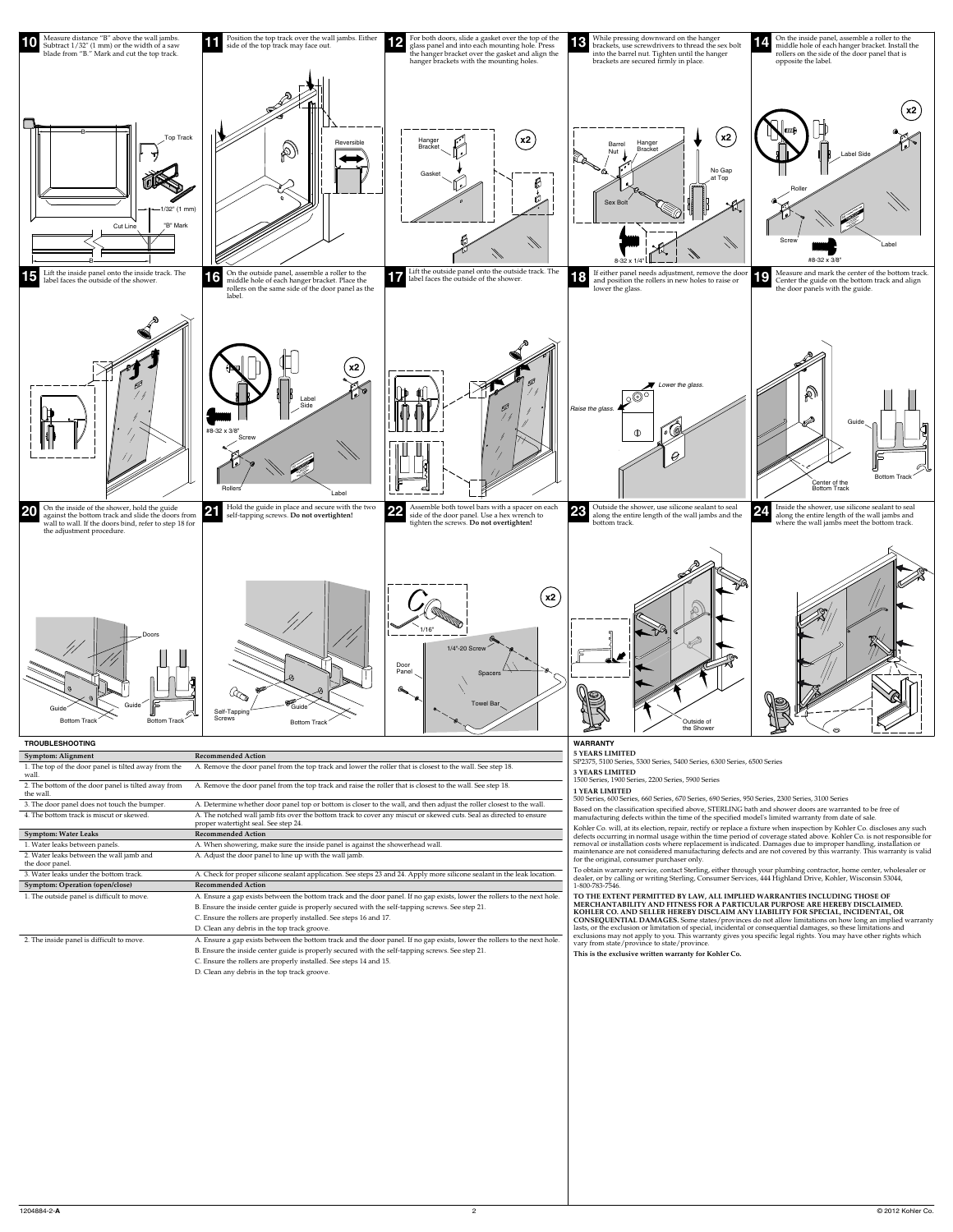**10** Measure distance "B" above the wall jambs. Subtract 1/32" (1 mm) or the width of a saw blade from "B." Mark and cut the top track.

Top Track

1/32" (1 mm)

Cut Line

"B" Mark

**11** Position the top track over the wall jambs. Either side of the top track may face out.

Reversible

**12** For both doors, slide a gasket over the top of the glass panel and into each mounting hole. Press the hanger bracket over the gasket and align the hanger brackets with the mounting holes.

Hanger Bracket

Gasket

x2

**13** While pressing downward on the hanger brackets, use screwdrivers to thread the sex bolt into the barrel nut. Tighten until the hanger brackets are secured firmly in place.

Barrel Nut

Hanger Bracket

x2

No Gap at Top

Sex Bolt

8-32 x 1/4"

**14** On the inside panel, assemble a roller to the middle hole of each hanger bracket. Install the rollers on the side of the door panel that is opposite the label.

x2

Label Side

Roller

Screw

Label

#8-32 x 3/8"

**15** Lift the inside panel onto the inside track. The label faces the outside of the shower.

**16** On the outside panel, assemble a roller to the middle hole of each hanger bracket. Place the rollers on the same side of the door panel as the label.

x2

Label Side

#8-32 x 3/8"

Screw

Rollers

Label

**17** Lift the outside panel onto the outside track. The label faces the outside of the shower.

**18** If either panel needs adjustment, remove the door and position the rollers in new holes to raise or lower the glass.

Lower the glass.

Raise the glass.

**19** Measure and mark the center of the bottom track. Center the guide on the bottom track and align the door panels with the guide.

Guide

Bottom Track

Center of the Bottom Track

**20** On the inside of the shower, hold the guide against the bottom track and slide the doors from wall to wall. If the doors bind, refer to step 18 for the adjustment procedure.

Doors

Guide

Guide

Bottom Track

Bottom Track

**21** Hold the guide in place and secure with the two self-tapping screws. **Do not overtighten!**

Self-Tapping Screws

Guide

Bottom Track

**22** Assemble both towel bars with a spacer on each side of the door panel. Use a hex wrench to tighten the screws. **Do not overtighten!**

x2

1/16"

1/4"-20 Screw

Door Panel

Spacers

Towel Bar

**23** Outside the shower, use silicone sealant to seal along the entire length of the wall jambs and the bottom track.

Outside of the Shower

**24** Inside the shower, use silicone sealant to seal along the entire length of the wall jambs and where the wall jambs meet the bottom track.

## TROUBLESHOOTING

| Symptom: Alignment | Recommended Action |
|---|---|
| 1. The top of the door panel is tilted away from the wall. | A. Remove the door panel from the top track and lower the roller that is closest to the wall. See step 18. |
| 2. The bottom of the door panel is tilted away from the wall. | A. Remove the door panel from the top track and raise the roller that is closest to the wall. See step 18. |
| 3. The door panel does not touch the bumper. | A. Determine whether door panel top or bottom is closer to the wall, and then adjust the roller closest to the wall. |
| 4. The bottom track is miscut or skewed. | A. The notched wall jamb fits over the bottom track to cover any miscut or skewed cuts. Seal as directed to ensure proper watertight seal. See step 24. |
| **Symptom: Water Leaks** | **Recommended Action** |
| 1. Water leaks between panels. | A. When showering, make sure the inside panel is against the showerhead wall. |
| 2. Water leaks between the wall jamb and the door panel. | A. Adjust the door panel to line up with the wall jamb. |
| 3. Water leaks under the bottom track. | A. Check for proper silicone sealant application. See steps 23 and 24. Apply more silicone sealant in the leak location. |
| **Symptom: Operation (open/close)** | **Recommended Action** |
| 1. The outside panel is difficult to move. | A. Ensure a gap exists between the bottom track and the door panel. If no gap exists, lower the rollers to the next hole. |
| | B. Ensure the inside center guide is properly secured with the self-tapping screws. See step 21. |
| | C. Ensure the rollers are properly installed. See steps 16 and 17. |
| | D. Clean any debris in the top track groove. |
| 2. The inside panel is difficult to move. | A. Ensure a gap exists between the bottom track and the door panel. If no gap exists, lower the rollers to the next hole. |
| | B. Ensure the inside center guide is properly secured with the self-tapping screws. See step 21. |
| | C. Ensure the rollers are properly installed. See steps 14 and 15. |
| | D. Clean any debris in the top track groove. |

## WARRANTY

**5 YEARS LIMITED**

SP2375, 5100 Series, 5300 Series, 5400 Series, 6300 Series, 6500 Series

**3 YEARS LIMITED**

1500 Series, 1900 Series, 2200 Series, 5900 Series

**1 YEAR LIMITED**

500 Series, 600 Series, 660 Series, 670 Series, 690 Series, 950 Series, 2300 Series, 3100 Series

Based on the classification specified above, STERLING bath and shower doors are warranted to be free of manufacturing defects within the time of the specified model's limited warranty from date of sale.

Kohler Co. will, at its election, repair, rectify or replace a fixture when inspection by Kohler Co. discloses any such defects occurring in normal usage within the time period of coverage stated above. Kohler Co. is not responsible for removal or installation costs where replacement is indicated. Damages due to improper handling, installation or maintenance are not considered manufacturing defects and are not covered by this warranty. This warranty is valid for the original, consumer purchaser only.

To obtain warranty service, contact Sterling, either through your plumbing contractor, home center, wholesaler or dealer, or by calling or writing Sterling, Consumer Services, 444 Highland Drive, Kohler, Wisconsin 53044, 1-800-783-7546.

**TO THE EXTENT PERMITTED BY LAW, ALL IMPLIED WARRANTIES INCLUDING THOSE OF MERCHANTABILITY AND FITNESS FOR A PARTICULAR PURPOSE ARE HEREBY DISCLAIMED. KOHLER CO. AND SELLER HEREBY DISCLAIM ANY LIABILITY FOR SPECIAL, INCIDENTAL, OR CONSEQUENTIAL DAMAGES.** Some states/provinces do not allow limitations on how long an implied warranty lasts, or the exclusion or limitation of special, incidental or consequential damages, so these limitations and exclusions may not apply to you. This warranty gives you specific legal rights. You may have other rights which vary from state/province to state/province.

**This is the exclusive written warranty for Kohler Co.**

1204884-2-**A**

© 2012 Kohler Co.